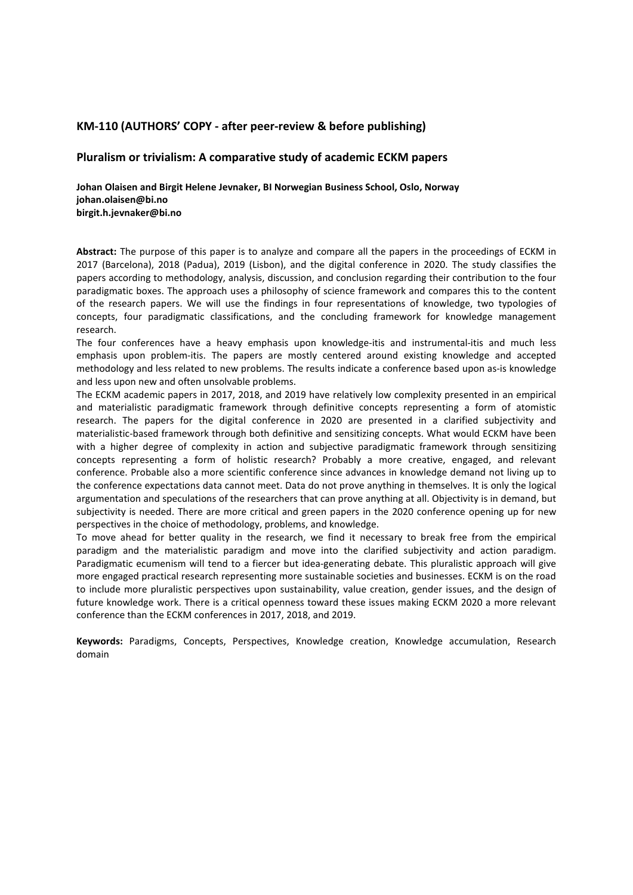## KM-110 (AUTHORS' COPY - after peer-review & before publishing)

## Pluralism or trivialism: A comparative study of academic ECKM papers

**Johan Olaisen and Birgit Helene Jevnaker, BI Norwegian Business School, Oslo, Norway**
**johan.olaisen@bi.no**
**birgit.h.jevnaker@bi.no**

**Abstract:** The purpose of this paper is to analyze and compare all the papers in the proceedings of ECKM in 2017 (Barcelona), 2018 (Padua), 2019 (Lisbon), and the digital conference in 2020. The study classifies the papers according to methodology, analysis, discussion, and conclusion regarding their contribution to the four paradigmatic boxes. The approach uses a philosophy of science framework and compares this to the content of the research papers. We will use the findings in four representations of knowledge, two typologies of concepts, four paradigmatic classifications, and the concluding framework for knowledge management research.

The four conferences have a heavy emphasis upon knowledge-itis and instrumental-itis and much less emphasis upon problem-itis. The papers are mostly centered around existing knowledge and accepted methodology and less related to new problems. The results indicate a conference based upon as-is knowledge and less upon new and often unsolvable problems.

The ECKM academic papers in 2017, 2018, and 2019 have relatively low complexity presented in an empirical and materialistic paradigmatic framework through definitive concepts representing a form of atomistic research. The papers for the digital conference in 2020 are presented in a clarified subjectivity and materialistic-based framework through both definitive and sensitizing concepts. What would ECKM have been with a higher degree of complexity in action and subjective paradigmatic framework through sensitizing concepts representing a form of holistic research? Probably a more creative, engaged, and relevant conference. Probable also a more scientific conference since advances in knowledge demand not living up to the conference expectations data cannot meet. Data do not prove anything in themselves. It is only the logical argumentation and speculations of the researchers that can prove anything at all. Objectivity is in demand, but subjectivity is needed. There are more critical and green papers in the 2020 conference opening up for new perspectives in the choice of methodology, problems, and knowledge.

To move ahead for better quality in the research, we find it necessary to break free from the empirical paradigm and the materialistic paradigm and move into the clarified subjectivity and action paradigm. Paradigmatic ecumenism will tend to a fiercer but idea-generating debate. This pluralistic approach will give more engaged practical research representing more sustainable societies and businesses. ECKM is on the road to include more pluralistic perspectives upon sustainability, value creation, gender issues, and the design of future knowledge work. There is a critical openness toward these issues making ECKM 2020 a more relevant conference than the ECKM conferences in 2017, 2018, and 2019.

**Keywords:** Paradigms, Concepts, Perspectives, Knowledge creation, Knowledge accumulation, Research domain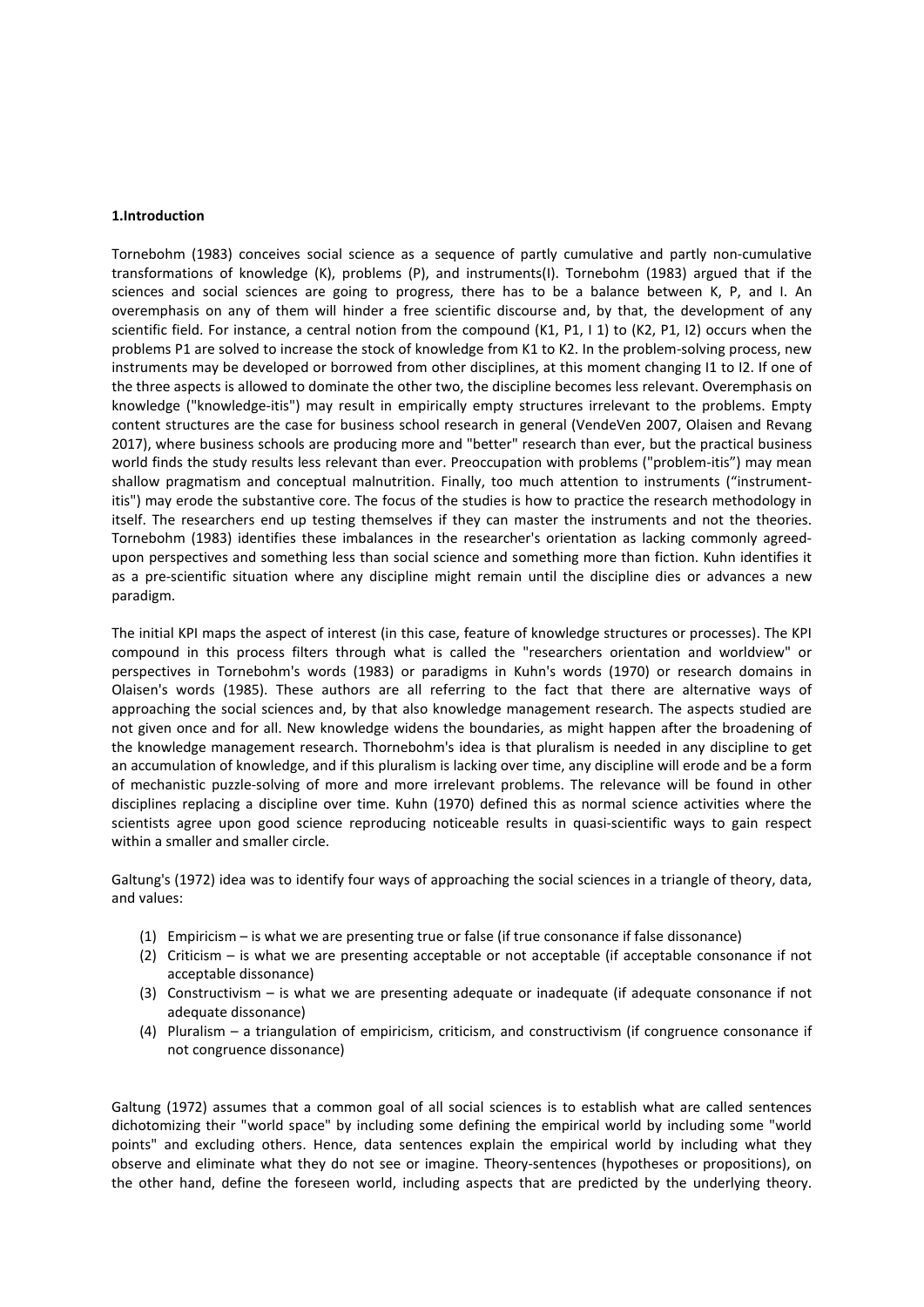**1.Introduction**

Tornebohm (1983) conceives social science as a sequence of partly cumulative and partly non-cumulative transformations of knowledge (K), problems (P), and instruments(I). Tornebohm (1983) argued that if the sciences and social sciences are going to progress, there has to be a balance between K, P, and I. An overemphasis on any of them will hinder a free scientific discourse and, by that, the development of any scientific field. For instance, a central notion from the compound (K1, P1, I 1) to (K2, P1, I2) occurs when the problems P1 are solved to increase the stock of knowledge from K1 to K2. In the problem-solving process, new instruments may be developed or borrowed from other disciplines, at this moment changing I1 to I2. If one of the three aspects is allowed to dominate the other two, the discipline becomes less relevant. Overemphasis on knowledge ("knowledge-itis") may result in empirically empty structures irrelevant to the problems. Empty content structures are the case for business school research in general (VendeVen 2007, Olaisen and Revang 2017), where business schools are producing more and "better" research than ever, but the practical business world finds the study results less relevant than ever. Preoccupation with problems ("problem-itis") may mean shallow pragmatism and conceptual malnutrition. Finally, too much attention to instruments ("instrument-itis") may erode the substantive core. The focus of the studies is how to practice the research methodology in itself. The researchers end up testing themselves if they can master the instruments and not the theories. Tornebohm (1983) identifies these imbalances in the researcher's orientation as lacking commonly agreed-upon perspectives and something less than social science and something more than fiction. Kuhn identifies it as a pre-scientific situation where any discipline might remain until the discipline dies or advances a new paradigm.

The initial KPI maps the aspect of interest (in this case, feature of knowledge structures or processes). The KPI compound in this process filters through what is called the "researchers orientation and worldview" or perspectives in Tornebohm's words (1983) or paradigms in Kuhn's words (1970) or research domains in Olaisen's words (1985). These authors are all referring to the fact that there are alternative ways of approaching the social sciences and, by that also knowledge management research. The aspects studied are not given once and for all. New knowledge widens the boundaries, as might happen after the broadening of the knowledge management research. Thornebohm's idea is that pluralism is needed in any discipline to get an accumulation of knowledge, and if this pluralism is lacking over time, any discipline will erode and be a form of mechanistic puzzle-solving of more and more irrelevant problems. The relevance will be found in other disciplines replacing a discipline over time. Kuhn (1970) defined this as normal science activities where the scientists agree upon good science reproducing noticeable results in quasi-scientific ways to gain respect within a smaller and smaller circle.

Galtung's (1972) idea was to identify four ways of approaching the social sciences in a triangle of theory, data, and values:

(1) Empiricism – is what we are presenting true or false (if true consonance if false dissonance)
(2) Criticism – is what we are presenting acceptable or not acceptable (if acceptable consonance if not acceptable dissonance)
(3) Constructivism – is what we are presenting adequate or inadequate (if adequate consonance if not adequate dissonance)
(4) Pluralism – a triangulation of empiricism, criticism, and constructivism (if congruence consonance if not congruence dissonance)

Galtung (1972) assumes that a common goal of all social sciences is to establish what are called sentences dichotomizing their "world space" by including some defining the empirical world by including some "world points" and excluding others. Hence, data sentences explain the empirical world by including what they observe and eliminate what they do not see or imagine. Theory-sentences (hypotheses or propositions), on the other hand, define the foreseen world, including aspects that are predicted by the underlying theory.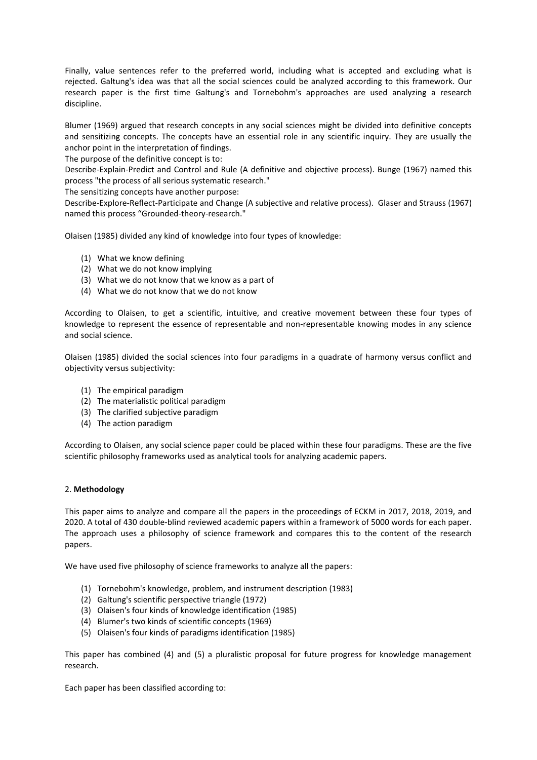Finally, value sentences refer to the preferred world, including what is accepted and excluding what is rejected. Galtung's idea was that all the social sciences could be analyzed according to this framework. Our research paper is the first time Galtung's and Tornebohm's approaches are used analyzing a research discipline.

Blumer (1969) argued that research concepts in any social sciences might be divided into definitive concepts and sensitizing concepts. The concepts have an essential role in any scientific inquiry. They are usually the anchor point in the interpretation of findings.

The purpose of the definitive concept is to:

Describe-Explain-Predict and Control and Rule (A definitive and objective process). Bunge (1967) named this process "the process of all serious systematic research."

The sensitizing concepts have another purpose:

Describe-Explore-Reflect-Participate and Change (A subjective and relative process). Glaser and Strauss (1967) named this process "Grounded-theory-research."

Olaisen (1985) divided any kind of knowledge into four types of knowledge:

(1) What we know defining
(2) What we do not know implying
(3) What we do not know that we know as a part of
(4) What we do not know that we do not know

According to Olaisen, to get a scientific, intuitive, and creative movement between these four types of knowledge to represent the essence of representable and non-representable knowing modes in any science and social science.

Olaisen (1985) divided the social sciences into four paradigms in a quadrate of harmony versus conflict and objectivity versus subjectivity:

(1) The empirical paradigm
(2) The materialistic political paradigm
(3) The clarified subjective paradigm
(4) The action paradigm

According to Olaisen, any social science paper could be placed within these four paradigms. These are the five scientific philosophy frameworks used as analytical tools for analyzing academic papers.

## 2. **Methodology**

This paper aims to analyze and compare all the papers in the proceedings of ECKM in 2017, 2018, 2019, and 2020. A total of 430 double-blind reviewed academic papers within a framework of 5000 words for each paper. The approach uses a philosophy of science framework and compares this to the content of the research papers.

We have used five philosophy of science frameworks to analyze all the papers:

(1) Tornebohm's knowledge, problem, and instrument description (1983)
(2) Galtung's scientific perspective triangle (1972)
(3) Olaisen's four kinds of knowledge identification (1985)
(4) Blumer's two kinds of scientific concepts (1969)
(5) Olaisen's four kinds of paradigms identification (1985)

This paper has combined (4) and (5) a pluralistic proposal for future progress for knowledge management research.

Each paper has been classified according to: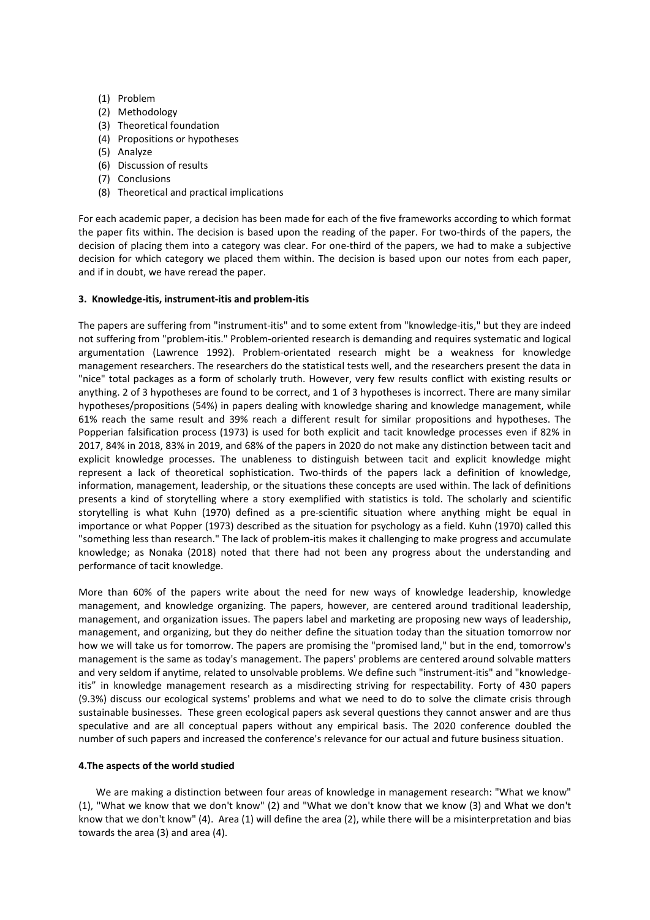(1) Problem
(2) Methodology
(3) Theoretical foundation
(4) Propositions or hypotheses
(5) Analyze
(6) Discussion of results
(7) Conclusions
(8) Theoretical and practical implications

For each academic paper, a decision has been made for each of the five frameworks according to which format the paper fits within. The decision is based upon the reading of the paper. For two-thirds of the papers, the decision of placing them into a category was clear. For one-third of the papers, we had to make a subjective decision for which category we placed them within. The decision is based upon our notes from each paper, and if in doubt, we have reread the paper.

### 3. Knowledge-itis, instrument-itis and problem-itis

The papers are suffering from "instrument-itis" and to some extent from "knowledge-itis," but they are indeed not suffering from "problem-itis." Problem-oriented research is demanding and requires systematic and logical argumentation (Lawrence 1992). Problem-orientated research might be a weakness for knowledge management researchers. The researchers do the statistical tests well, and the researchers present the data in "nice" total packages as a form of scholarly truth. However, very few results conflict with existing results or anything. 2 of 3 hypotheses are found to be correct, and 1 of 3 hypotheses is incorrect. There are many similar hypotheses/propositions (54%) in papers dealing with knowledge sharing and knowledge management, while 61% reach the same result and 39% reach a different result for similar propositions and hypotheses. The Popperian falsification process (1973) is used for both explicit and tacit knowledge processes even if 82% in 2017, 84% in 2018, 83% in 2019, and 68% of the papers in 2020 do not make any distinction between tacit and explicit knowledge processes. The unableness to distinguish between tacit and explicit knowledge might represent a lack of theoretical sophistication. Two-thirds of the papers lack a definition of knowledge, information, management, leadership, or the situations these concepts are used within. The lack of definitions presents a kind of storytelling where a story exemplified with statistics is told. The scholarly and scientific storytelling is what Kuhn (1970) defined as a pre-scientific situation where anything might be equal in importance or what Popper (1973) described as the situation for psychology as a field. Kuhn (1970) called this "something less than research." The lack of problem-itis makes it challenging to make progress and accumulate knowledge; as Nonaka (2018) noted that there had not been any progress about the understanding and performance of tacit knowledge.

More than 60% of the papers write about the need for new ways of knowledge leadership, knowledge management, and knowledge organizing. The papers, however, are centered around traditional leadership, management, and organization issues. The papers label and marketing are proposing new ways of leadership, management, and organizing, but they do neither define the situation today than the situation tomorrow nor how we will take us for tomorrow. The papers are promising the "promised land," but in the end, tomorrow's management is the same as today's management. The papers' problems are centered around solvable matters and very seldom if anytime, related to unsolvable problems. We define such "instrument-itis" and "knowledge-itis" in knowledge management research as a misdirecting striving for respectability. Forty of 430 papers (9.3%) discuss our ecological systems' problems and what we need to do to solve the climate crisis through sustainable businesses. These green ecological papers ask several questions they cannot answer and are thus speculative and are all conceptual papers without any empirical basis. The 2020 conference doubled the number of such papers and increased the conference's relevance for our actual and future business situation.

### 4.The aspects of the world studied

We are making a distinction between four areas of knowledge in management research: "What we know" (1), "What we know that we don't know" (2) and "What we don't know that we know (3) and What we don't know that we don't know" (4). Area (1) will define the area (2), while there will be a misinterpretation and bias towards the area (3) and area (4).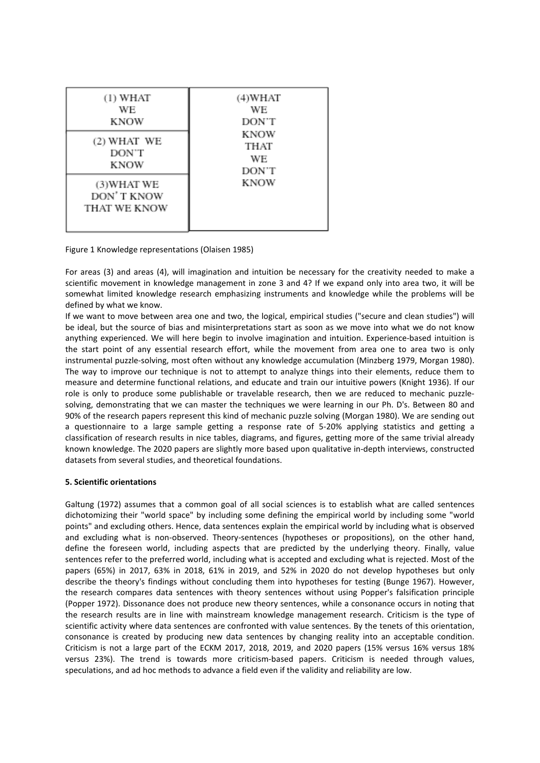| (1) WHAT WE KNOW | (4)WHAT WE DON'T KNOW THAT WE DON'T KNOW |
| --- | --- |
| (2) WHAT WE DON'T KNOW | |
| (3)WHAT WE DON' T KNOW THAT WE KNOW | |

Figure 1 Knowledge representations (Olaisen 1985)

For areas (3) and areas (4), will imagination and intuition be necessary for the creativity needed to make a scientific movement in knowledge management in zone 3 and 4? If we expand only into area two, it will be somewhat limited knowledge research emphasizing instruments and knowledge while the problems will be defined by what we know.

If we want to move between area one and two, the logical, empirical studies ("secure and clean studies") will be ideal, but the source of bias and misinterpretations start as soon as we move into what we do not know anything experienced. We will here begin to involve imagination and intuition. Experience-based intuition is the start point of any essential research effort, while the movement from area one to area two is only instrumental puzzle-solving, most often without any knowledge accumulation (Minzberg 1979, Morgan 1980). The way to improve our technique is not to attempt to analyze things into their elements, reduce them to measure and determine functional relations, and educate and train our intuitive powers (Knight 1936). If our role is only to produce some publishable or travelable research, then we are reduced to mechanic puzzle-solving, demonstrating that we can master the techniques we were learning in our Ph. D's. Between 80 and 90% of the research papers represent this kind of mechanic puzzle solving (Morgan 1980). We are sending out a questionnaire to a large sample getting a response rate of 5-20% applying statistics and getting a classification of research results in nice tables, diagrams, and figures, getting more of the same trivial already known knowledge. The 2020 papers are slightly more based upon qualitative in-depth interviews, constructed datasets from several studies, and theoretical foundations.

## 5. Scientific orientations

Galtung (1972) assumes that a common goal of all social sciences is to establish what are called sentences dichotomizing their "world space" by including some defining the empirical world by including some "world points" and excluding others. Hence, data sentences explain the empirical world by including what is observed and excluding what is non-observed. Theory-sentences (hypotheses or propositions), on the other hand, define the foreseen world, including aspects that are predicted by the underlying theory. Finally, value sentences refer to the preferred world, including what is accepted and excluding what is rejected. Most of the papers (65%) in 2017, 63% in 2018, 61% in 2019, and 52% in 2020 do not develop hypotheses but only describe the theory's findings without concluding them into hypotheses for testing (Bunge 1967). However, the research compares data sentences with theory sentences without using Popper's falsification principle (Popper 1972). Dissonance does not produce new theory sentences, while a consonance occurs in noting that the research results are in line with mainstream knowledge management research. Criticism is the type of scientific activity where data sentences are confronted with value sentences. By the tenets of this orientation, consonance is created by producing new data sentences by changing reality into an acceptable condition. Criticism is not a large part of the ECKM 2017, 2018, 2019, and 2020 papers (15% versus 16% versus 18% versus 23%). The trend is towards more criticism-based papers. Criticism is needed through values, speculations, and ad hoc methods to advance a field even if the validity and reliability are low.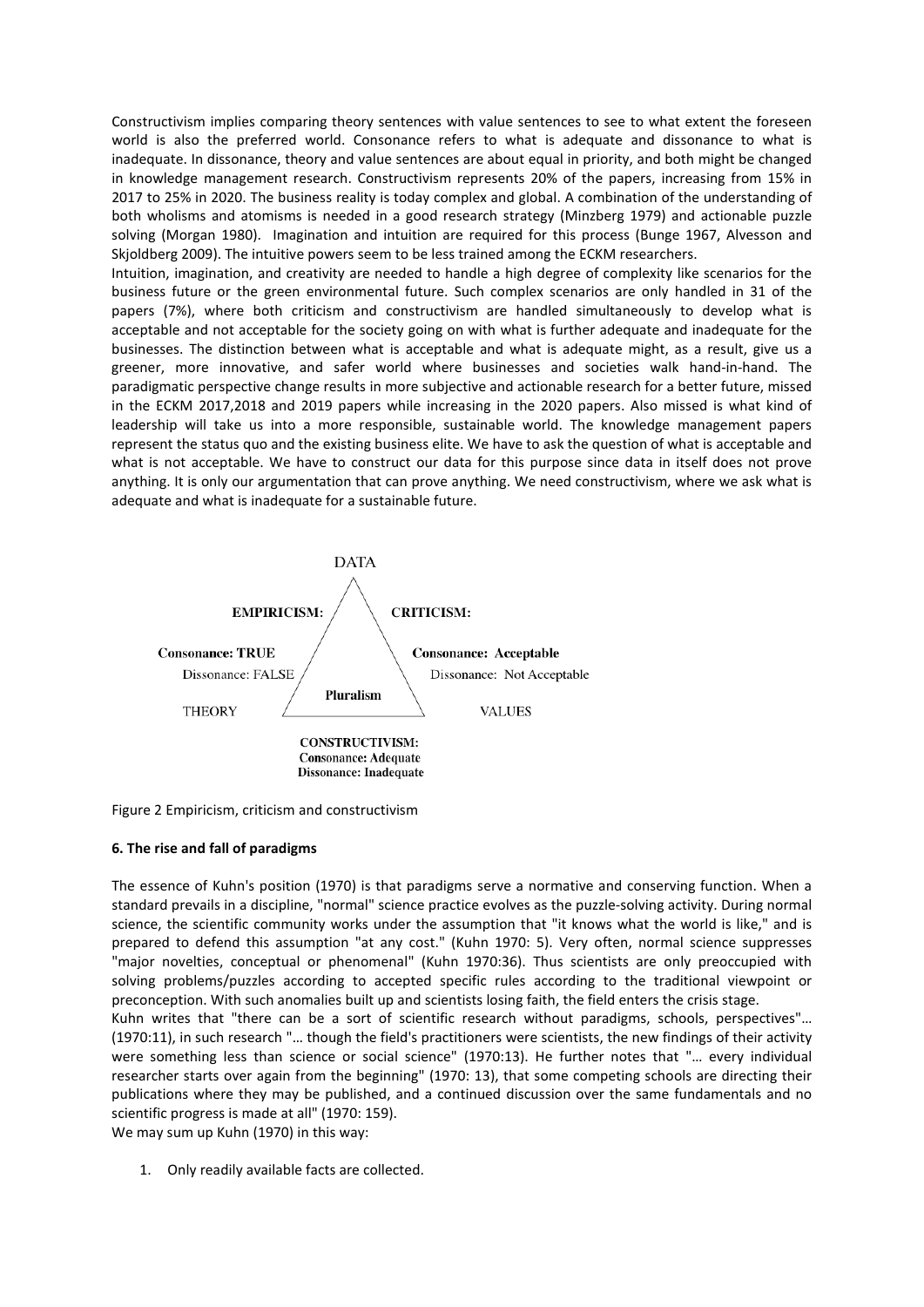Constructivism implies comparing theory sentences with value sentences to see to what extent the foreseen world is also the preferred world. Consonance refers to what is adequate and dissonance to what is inadequate. In dissonance, theory and value sentences are about equal in priority, and both might be changed in knowledge management research. Constructivism represents 20% of the papers, increasing from 15% in 2017 to 25% in 2020. The business reality is today complex and global. A combination of the understanding of both wholisms and atomisms is needed in a good research strategy (Minzberg 1979) and actionable puzzle solving (Morgan 1980). Imagination and intuition are required for this process (Bunge 1967, Alvesson and Skjoldberg 2009). The intuitive powers seem to be less trained among the ECKM researchers.

Intuition, imagination, and creativity are needed to handle a high degree of complexity like scenarios for the business future or the green environmental future. Such complex scenarios are only handled in 31 of the papers (7%), where both criticism and constructivism are handled simultaneously to develop what is acceptable and not acceptable for the society going on with what is further adequate and inadequate for the businesses. The distinction between what is acceptable and what is adequate might, as a result, give us a greener, more innovative, and safer world where businesses and societies walk hand-in-hand. The paradigmatic perspective change results in more subjective and actionable research for a better future, missed in the ECKM 2017,2018 and 2019 papers while increasing in the 2020 papers. Also missed is what kind of leadership will take us into a more responsible, sustainable world. The knowledge management papers represent the status quo and the existing business elite. We have to ask the question of what is acceptable and what is not acceptable. We have to construct our data for this purpose since data in itself does not prove anything. It is only our argumentation that can prove anything. We need constructivism, where we ask what is adequate and what is inadequate for a sustainable future.

DATA

**EMPIRICISM:** **CRITICISM:**

**Consonance: TRUE**
Dissonance: FALSE

**Consonance: Acceptable**
Dissonance: Not Acceptable

**Pluralism**

THEORY VALUES

**CONSTRUCTIVISM:**
**Consonance: Adequate**
**Dissonance: Inadequate**

Figure 2 Empiricism, criticism and constructivism

**6. The rise and fall of paradigms**

The essence of Kuhn's position (1970) is that paradigms serve a normative and conserving function. When a standard prevails in a discipline, "normal" science practice evolves as the puzzle-solving activity. During normal science, the scientific community works under the assumption that "it knows what the world is like," and is prepared to defend this assumption "at any cost." (Kuhn 1970: 5). Very often, normal science suppresses "major novelties, conceptual or phenomenal" (Kuhn 1970:36). Thus scientists are only preoccupied with solving problems/puzzles according to accepted specific rules according to the traditional viewpoint or preconception. With such anomalies built up and scientists losing faith, the field enters the crisis stage.

Kuhn writes that "there can be a sort of scientific research without paradigms, schools, perspectives"… (1970:11), in such research "… though the field's practitioners were scientists, the new findings of their activity were something less than science or social science" (1970:13). He further notes that "… every individual researcher starts over again from the beginning" (1970: 13), that some competing schools are directing their publications where they may be published, and a continued discussion over the same fundamentals and no scientific progress is made at all" (1970: 159).

We may sum up Kuhn (1970) in this way:

1. Only readily available facts are collected.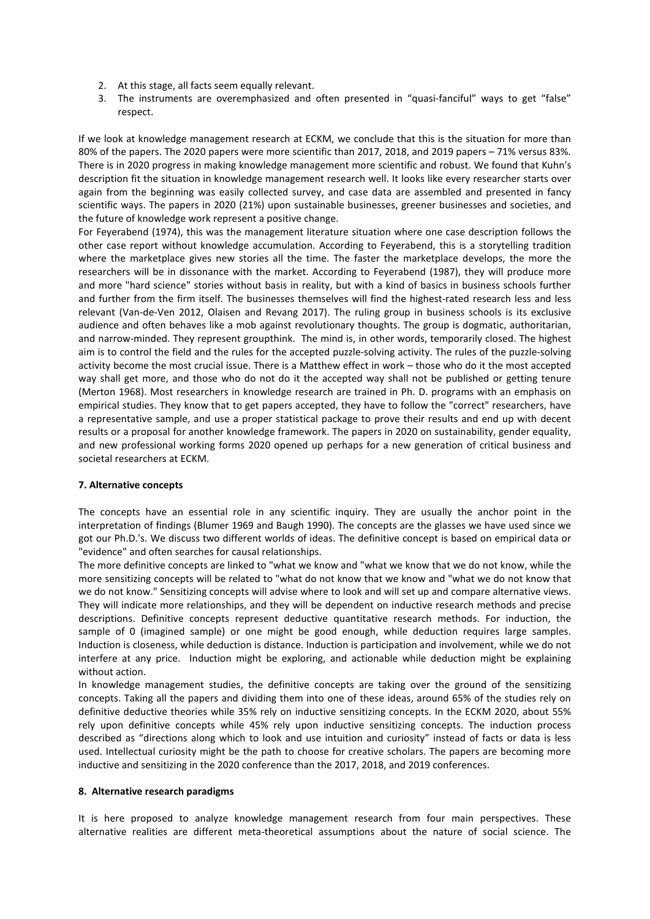2. At this stage, all facts seem equally relevant.
3. The instruments are overemphasized and often presented in "quasi-fanciful" ways to get "false" respect.

If we look at knowledge management research at ECKM, we conclude that this is the situation for more than 80% of the papers. The 2020 papers were more scientific than 2017, 2018, and 2019 papers – 71% versus 83%. There is in 2020 progress in making knowledge management more scientific and robust. We found that Kuhn's description fit the situation in knowledge management research well. It looks like every researcher starts over again from the beginning was easily collected survey, and case data are assembled and presented in fancy scientific ways. The papers in 2020 (21%) upon sustainable businesses, greener businesses and societies, and the future of knowledge work represent a positive change.

For Feyerabend (1974), this was the management literature situation where one case description follows the other case report without knowledge accumulation. According to Feyerabend, this is a storytelling tradition where the marketplace gives new stories all the time. The faster the marketplace develops, the more the researchers will be in dissonance with the market. According to Feyerabend (1987), they will produce more and more "hard science" stories without basis in reality, but with a kind of basics in business schools further and further from the firm itself. The businesses themselves will find the highest-rated research less and less relevant (Van-de-Ven 2012, Olaisen and Revang 2017). The ruling group in business schools is its exclusive audience and often behaves like a mob against revolutionary thoughts. The group is dogmatic, authoritarian, and narrow-minded. They represent groupthink. The mind is, in other words, temporarily closed. The highest aim is to control the field and the rules for the accepted puzzle-solving activity. The rules of the puzzle-solving activity become the most crucial issue. There is a Matthew effect in work – those who do it the most accepted way shall get more, and those who do not do it the accepted way shall not be published or getting tenure (Merton 1968). Most researchers in knowledge research are trained in Ph. D. programs with an emphasis on empirical studies. They know that to get papers accepted, they have to follow the "correct" researchers, have a representative sample, and use a proper statistical package to prove their results and end up with decent results or a proposal for another knowledge framework. The papers in 2020 on sustainability, gender equality, and new professional working forms 2020 opened up perhaps for a new generation of critical business and societal researchers at ECKM.

### 7. Alternative concepts

The concepts have an essential role in any scientific inquiry. They are usually the anchor point in the interpretation of findings (Blumer 1969 and Baugh 1990). The concepts are the glasses we have used since we got our Ph.D.'s. We discuss two different worlds of ideas. The definitive concept is based on empirical data or "evidence" and often searches for causal relationships.

The more definitive concepts are linked to "what we know and "what we know that we do not know, while the more sensitizing concepts will be related to "what do not know that we know and "what we do not know that we do not know." Sensitizing concepts will advise where to look and will set up and compare alternative views. They will indicate more relationships, and they will be dependent on inductive research methods and precise descriptions. Definitive concepts represent deductive quantitative research methods. For induction, the sample of 0 (imagined sample) or one might be good enough, while deduction requires large samples. Induction is closeness, while deduction is distance. Induction is participation and involvement, while we do not interfere at any price. Induction might be exploring, and actionable while deduction might be explaining without action.

In knowledge management studies, the definitive concepts are taking over the ground of the sensitizing concepts. Taking all the papers and dividing them into one of these ideas, around 65% of the studies rely on definitive deductive theories while 35% rely on inductive sensitizing concepts. In the ECKM 2020, about 55% rely upon definitive concepts while 45% rely upon inductive sensitizing concepts. The induction process described as "directions along which to look and use intuition and curiosity" instead of facts or data is less used. Intellectual curiosity might be the path to choose for creative scholars. The papers are becoming more inductive and sensitizing in the 2020 conference than the 2017, 2018, and 2019 conferences.

### 8. Alternative research paradigms

It is here proposed to analyze knowledge management research from four main perspectives. These alternative realities are different meta-theoretical assumptions about the nature of social science. The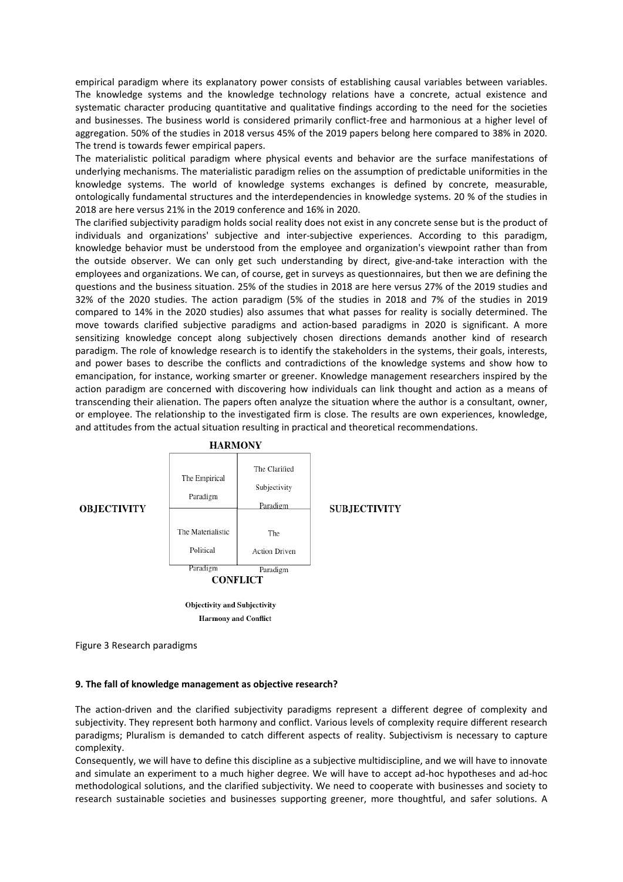empirical paradigm where its explanatory power consists of establishing causal variables between variables. The knowledge systems and the knowledge technology relations have a concrete, actual existence and systematic character producing quantitative and qualitative findings according to the need for the societies and businesses. The business world is considered primarily conflict-free and harmonious at a higher level of aggregation. 50% of the studies in 2018 versus 45% of the 2019 papers belong here compared to 38% in 2020. The trend is towards fewer empirical papers.

The materialistic political paradigm where physical events and behavior are the surface manifestations of underlying mechanisms. The materialistic paradigm relies on the assumption of predictable uniformities in the knowledge systems. The world of knowledge systems exchanges is defined by concrete, measurable, ontologically fundamental structures and the interdependencies in knowledge systems. 20 % of the studies in 2018 are here versus 21% in the 2019 conference and 16% in 2020.

The clarified subjectivity paradigm holds social reality does not exist in any concrete sense but is the product of individuals and organizations' subjective and inter-subjective experiences. According to this paradigm, knowledge behavior must be understood from the employee and organization's viewpoint rather than from the outside observer. We can only get such understanding by direct, give-and-take interaction with the employees and organizations. We can, of course, get in surveys as questionnaires, but then we are defining the questions and the business situation. 25% of the studies in 2018 are here versus 27% of the 2019 studies and 32% of the 2020 studies. The action paradigm (5% of the studies in 2018 and 7% of the studies in 2019 compared to 14% in the 2020 studies) also assumes that what passes for reality is socially determined. The move towards clarified subjective paradigms and action-based paradigms in 2020 is significant. A more sensitizing knowledge concept along subjectively chosen directions demands another kind of research paradigm. The role of knowledge research is to identify the stakeholders in the systems, their goals, interests, and power bases to describe the conflicts and contradictions of the knowledge systems and show how to emancipation, for instance, working smarter or greener. Knowledge management researchers inspired by the action paradigm are concerned with discovering how individuals can link thought and action as a means of transcending their alienation. The papers often analyze the situation where the author is a consultant, owner, or employee. The relationship to the investigated firm is close. The results are own experiences, knowledge, and attitudes from the actual situation resulting in practical and theoretical recommendations.

| | HARMONY | | |
|---|---|---|---|
| OBJECTIVITY | The Empirical Paradigm | The Clarified Subjectivity Paradigm | SUBJECTIVITY |
| | The Materialistic Political Paradigm | The Action Driven Paradigm | |
| | CONFLICT | | |

**Objectivity and Subjectivity**
**Harmony and Conflict**

Figure 3 Research paradigms

**9. The fall of knowledge management as objective research?**

The action-driven and the clarified subjectivity paradigms represent a different degree of complexity and subjectivity. They represent both harmony and conflict. Various levels of complexity require different research paradigms; Pluralism is demanded to catch different aspects of reality. Subjectivism is necessary to capture complexity.

Consequently, we will have to define this discipline as a subjective multidiscipline, and we will have to innovate and simulate an experiment to a much higher degree. We will have to accept ad-hoc hypotheses and ad-hoc methodological solutions, and the clarified subjectivity. We need to cooperate with businesses and society to research sustainable societies and businesses supporting greener, more thoughtful, and safer solutions. A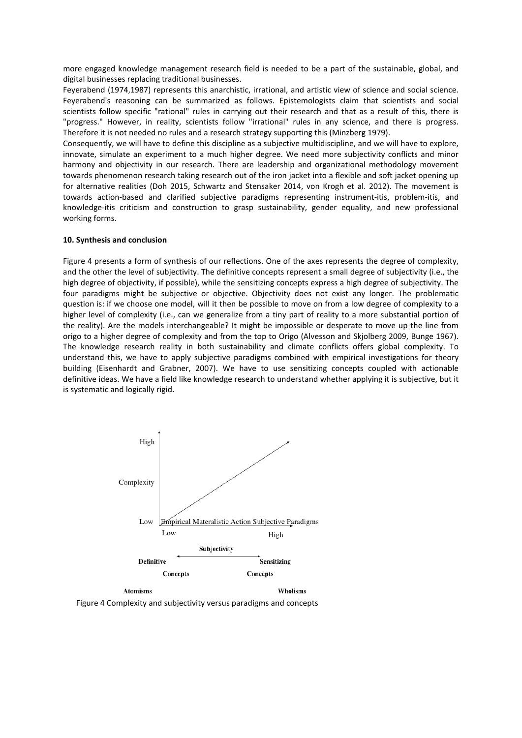more engaged knowledge management research field is needed to be a part of the sustainable, global, and digital businesses replacing traditional businesses.

Feyerabend (1974,1987) represents this anarchistic, irrational, and artistic view of science and social science. Feyerabend's reasoning can be summarized as follows. Epistemologists claim that scientists and social scientists follow specific "rational" rules in carrying out their research and that as a result of this, there is "progress." However, in reality, scientists follow "irrational" rules in any science, and there is progress. Therefore it is not needed no rules and a research strategy supporting this (Minzberg 1979).

Consequently, we will have to define this discipline as a subjective multidiscipline, and we will have to explore, innovate, simulate an experiment to a much higher degree. We need more subjectivity conflicts and minor harmony and objectivity in our research. There are leadership and organizational methodology movement towards phenomenon research taking research out of the iron jacket into a flexible and soft jacket opening up for alternative realities (Doh 2015, Schwartz and Stensaker 2014, von Krogh et al. 2012). The movement is towards action-based and clarified subjective paradigms representing instrument-itis, problem-itis, and knowledge-itis criticism and construction to grasp sustainability, gender equality, and new professional working forms.

#### 10. Synthesis and conclusion

Figure 4 presents a form of synthesis of our reflections. One of the axes represents the degree of complexity, and the other the level of subjectivity. The definitive concepts represent a small degree of subjectivity (i.e., the high degree of objectivity, if possible), while the sensitizing concepts express a high degree of subjectivity. The four paradigms might be subjective or objective. Objectivity does not exist any longer. The problematic question is: if we choose one model, will it then be possible to move on from a low degree of complexity to a higher level of complexity (i.e., can we generalize from a tiny part of reality to a more substantial portion of the reality). Are the models interchangeable? It might be impossible or desperate to move up the line from origo to a higher degree of complexity and from the top to Origo (Alvesson and Skjolberg 2009, Bunge 1967). The knowledge research reality in both sustainability and climate conflicts offers global complexity. To understand this, we have to apply subjective paradigms combined with empirical investigations for theory building (Eisenhardt and Grabner, 2007). We have to use sensitizing concepts coupled with actionable definitive ideas. We have a field like knowledge research to understand whether applying it is subjective, but it is systematic and logically rigid.

High

Complexity

Low Empirical Materalistic Action Subjective Paradigms

Low High

Subjectivity

Definitive Sensitizing

Concepts Concepts

Atomisms Wholisms

Figure 4 Complexity and subjectivity versus paradigms and concepts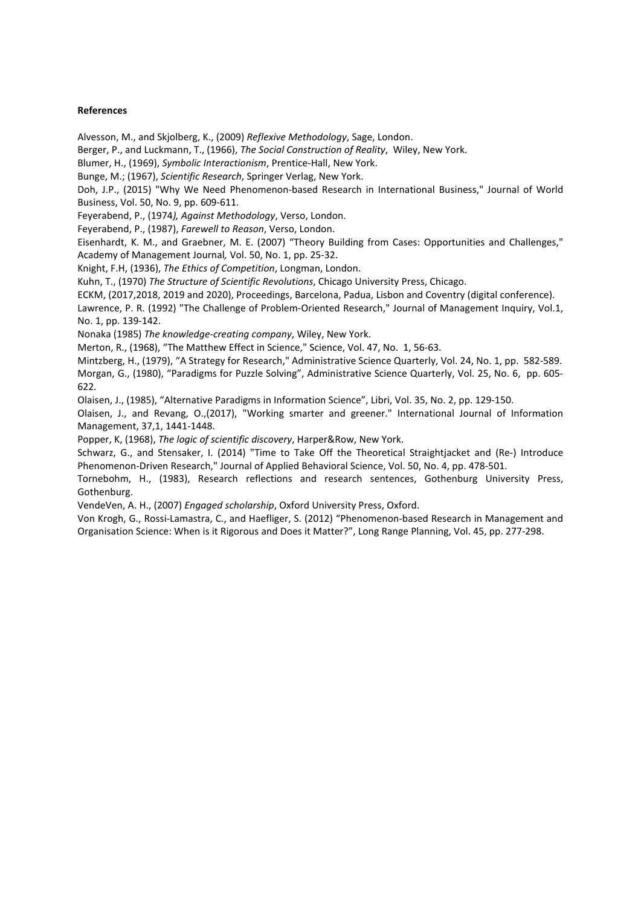**References**

Alvesson, M., and Skjolberg, K., (2009) *Reflexive Methodology*, Sage, London.

Berger, P., and Luckmann, T., (1966), *The Social Construction of Reality*, Wiley, New York.

Blumer, H., (1969), *Symbolic Interactionism*, Prentice-Hall, New York.

Bunge, M.; (1967), *Scientific Research*, Springer Verlag, New York.

Doh, J.P., (2015) "Why We Need Phenomenon-based Research in International Business," Journal of World Business, Vol. 50, No. 9, pp. 609-611.

Feyerabend, P., (1974*), Against Methodology*, Verso, London.

Feyerabend, P., (1987), *Farewell to Reason*, Verso, London.

Eisenhardt, K. M., and Graebner, M. E. (2007) "Theory Building from Cases: Opportunities and Challenges," Academy of Management Journal*,* Vol. 50, No. 1, pp. 25-32.

Knight, F.H, (1936), *The Ethics of Competition*, Longman, London.

Kuhn, T., (1970) *The Structure of Scientific Revolutions*, Chicago University Press, Chicago.

ECKM, (2017,2018, 2019 and 2020), Proceedings, Barcelona, Padua, Lisbon and Coventry (digital conference).

Lawrence, P. R. (1992) "The Challenge of Problem-Oriented Research," Journal of Management Inquiry, Vol.1, No. 1, pp. 139-142.

Nonaka (1985) *The knowledge-creating company*, Wiley, New York.

Merton, R., (1968), "The Matthew Effect in Science," Science, Vol. 47, No. 1, 56-63.

Mintzberg, H., (1979), "A Strategy for Research," Administrative Science Quarterly, Vol. 24, No. 1, pp. 582-589.

Morgan, G., (1980), "Paradigms for Puzzle Solving", Administrative Science Quarterly, Vol. 25, No. 6, pp. 605-622.

Olaisen, J., (1985), "Alternative Paradigms in Information Science", Libri, Vol. 35, No. 2, pp. 129-150.

Olaisen, J., and Revang, O.,(2017), "Working smarter and greener." International Journal of Information Management, 37,1, 1441-1448.

Popper, K, (1968), *The logic of scientific discovery*, Harper&Row, New York.

Schwarz, G., and Stensaker, I. (2014) "Time to Take Off the Theoretical Straightjacket and (Re-) Introduce Phenomenon-Driven Research," Journal of Applied Behavioral Science, Vol. 50, No. 4, pp. 478-501.

Tornebohm, H., (1983), Research reflections and research sentences, Gothenburg University Press, Gothenburg.

VendeVen, A. H., (2007) *Engaged scholarship*, Oxford University Press, Oxford.

Von Krogh, G., Rossi-Lamastra, C., and Haefliger, S. (2012) "Phenomenon-based Research in Management and Organisation Science: When is it Rigorous and Does it Matter?", Long Range Planning, Vol. 45, pp. 277-298.